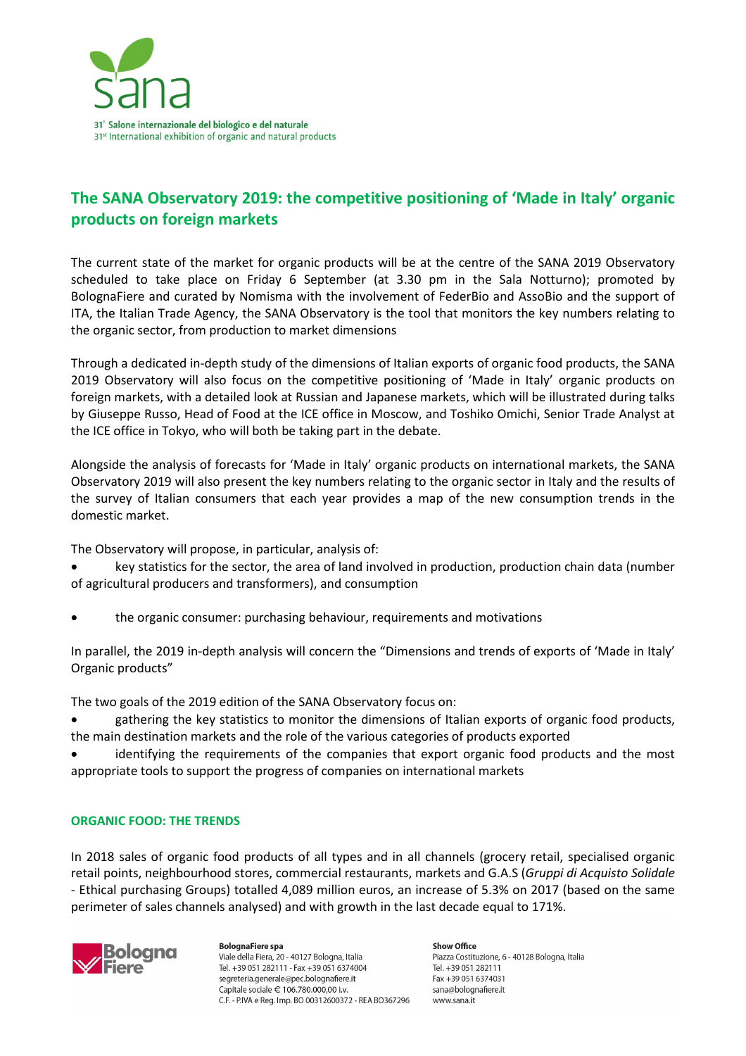sana

31° Salone internazionale del biologico e del naturale
31st International exhibition of organic and natural products

# The SANA Observatory 2019: the competitive positioning of 'Made in Italy' organic products on foreign markets

The current state of the market for organic products will be at the centre of the SANA 2019 Observatory scheduled to take place on Friday 6 September (at 3.30 pm in the Sala Notturno); promoted by BolognaFiere and curated by Nomisma with the involvement of FederBio and AssoBio and the support of ITA, the Italian Trade Agency, the SANA Observatory is the tool that monitors the key numbers relating to the organic sector, from production to market dimensions

Through a dedicated in-depth study of the dimensions of Italian exports of organic food products, the SANA 2019 Observatory will also focus on the competitive positioning of 'Made in Italy' organic products on foreign markets, with a detailed look at Russian and Japanese markets, which will be illustrated during talks by Giuseppe Russo, Head of Food at the ICE office in Moscow, and Toshiko Omichi, Senior Trade Analyst at the ICE office in Tokyo, who will both be taking part in the debate.

Alongside the analysis of forecasts for 'Made in Italy' organic products on international markets, the SANA Observatory 2019 will also present the key numbers relating to the organic sector in Italy and the results of the survey of Italian consumers that each year provides a map of the new consumption trends in the domestic market.

The Observatory will propose, in particular, analysis of:

- key statistics for the sector, the area of land involved in production, production chain data (number of agricultural producers and transformers), and consumption
- the organic consumer: purchasing behaviour, requirements and motivations

In parallel, the 2019 in-depth analysis will concern the "Dimensions and trends of exports of 'Made in Italy' Organic products"

The two goals of the 2019 edition of the SANA Observatory focus on:

- gathering the key statistics to monitor the dimensions of Italian exports of organic food products, the main destination markets and the role of the various categories of products exported
- identifying the requirements of the companies that export organic food products and the most appropriate tools to support the progress of companies on international markets

## ORGANIC FOOD: THE TRENDS

In 2018 sales of organic food products of all types and in all channels (grocery retail, specialised organic retail points, neighbourhood stores, commercial restaurants, markets and G.A.S (*Gruppi di Acquisto Solidale* - Ethical purchasing Groups) totalled 4,089 million euros, an increase of 5.3% on 2017 (based on the same perimeter of sales channels analysed) and with growth in the last decade equal to 171%.

**BolognaFiere spa**
Viale della Fiera, 20 - 40127 Bologna, Italia
Tel. +39 051 282111 - Fax +39 051 6374004
segreteria.generale@pec.bolognafiere.it
Capitale sociale € 106.780.000,00 i.v.
C.F. - P.IVA e Reg. Imp. BO 00312600372 - REA BO367296

**Show Office**
Piazza Costituzione, 6 - 40128 Bologna, Italia
Tel. +39 051 282111
Fax +39 051 6374031
sana@bolognafiere.it
www.sana.it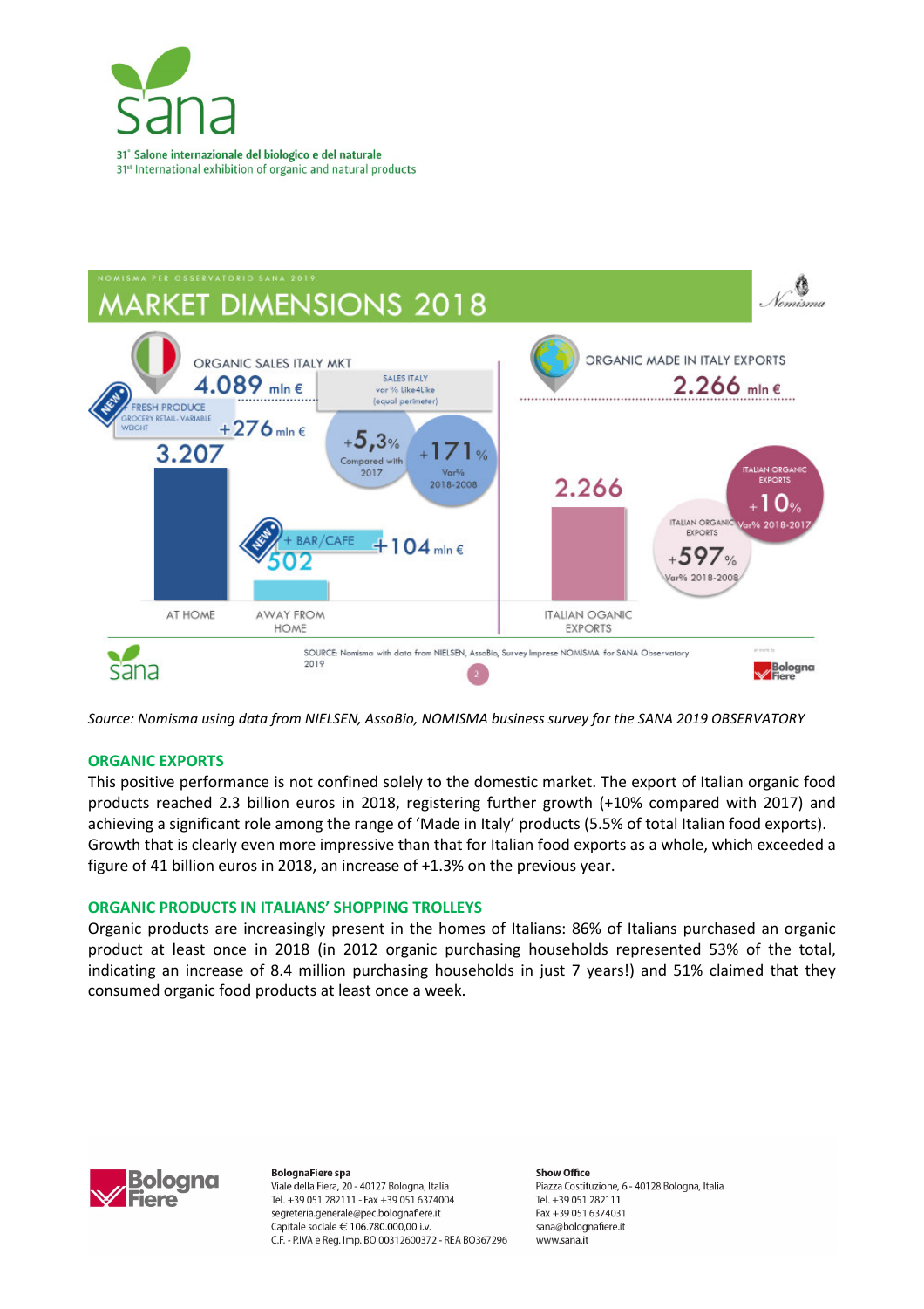31° Salone internazionale del biologico e del naturale
31st International exhibition of organic and natural products

NOMISMA PER OSSERVATORIO SANA 2019

# MARKET DIMENSIONS 2018

ORGANIC SALES ITALY MKT 4.089 mln €

SALES ITALY var % Like4Like (equal perimeter)

FRESH PRODUCE GROCERY RETAIL- VARIABLE WEIGHT +276 mln €

3.207

+5,3% Compared with 2017

+171% Var% 2018-2008

BAR/CAFE 502 +104 mln €

AT HOME

AWAY FROM HOME

ORGANIC MADE IN ITALY EXPORTS 2.266 mln €

2.266

ITALIAN ORGANIC EXPORTS +10% Var% 2018-2017

ITALIAN ORGANIC EXPORTS +597% Var% 2018-2008

ITALIAN OGANIC EXPORTS

SOURCE: Nomisma with data from NIELSEN, AssoBio, Survey Imprese NOMISMA for SANA Observatory 2019

*Source: Nomisma using data from NIELSEN, AssoBio, NOMISMA business survey for the SANA 2019 OBSERVATORY*

## ORGANIC EXPORTS

This positive performance is not confined solely to the domestic market. The export of Italian organic food products reached 2.3 billion euros in 2018, registering further growth (+10% compared with 2017) and achieving a significant role among the range of 'Made in Italy' products (5.5% of total Italian food exports). Growth that is clearly even more impressive than that for Italian food exports as a whole, which exceeded a figure of 41 billion euros in 2018, an increase of +1.3% on the previous year.

## ORGANIC PRODUCTS IN ITALIANS' SHOPPING TROLLEYS

Organic products are increasingly present in the homes of Italians: 86% of Italians purchased an organic product at least once in 2018 (in 2012 organic purchasing households represented 53% of the total, indicating an increase of 8.4 million purchasing households in just 7 years!) and 51% claimed that they consumed organic food products at least once a week.

**BolognaFiere spa**
Viale della Fiera, 20 - 40127 Bologna, Italia
Tel. +39 051 282111 - Fax +39 051 6374004
segreteria.generale@pec.bolognafiere.it
Capitale sociale € 106.780.000,00 i.v.
C.F. - P.IVA e Reg. Imp. BO 00312600372 - REA BO367296

**Show Office**
Piazza Costituzione, 6 - 40128 Bologna, Italia
Tel. +39 051 282111
Fax +39 051 6374031
sana@bolognafiere.it
www.sana.it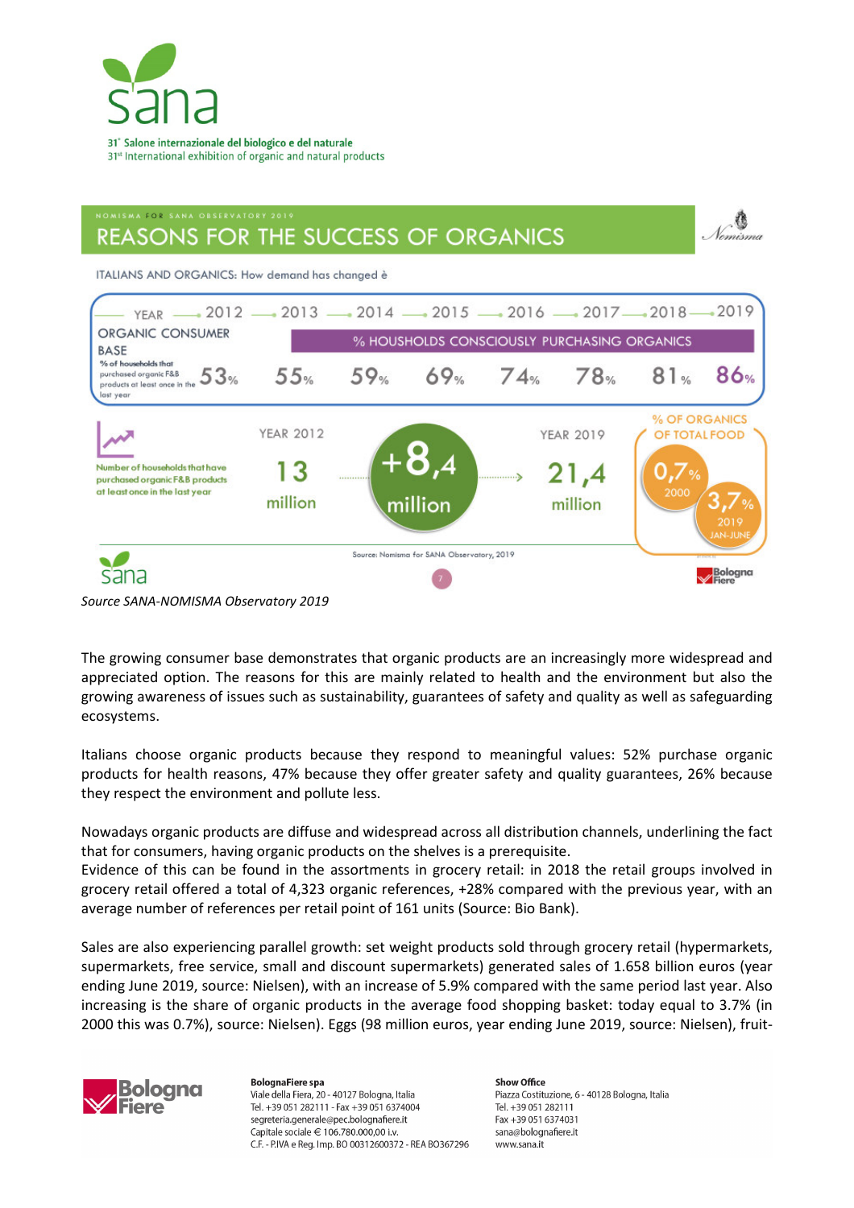# NOMISMA FOR SANA OBSERVATORY 2019

## REASONS FOR THE SUCCESS OF ORGANICS

ITALIANS AND ORGANICS: How demand has changed è

| YEAR | 2012 | 2013 | 2014 | 2015 | 2016 | 2017 | 2018 | 2019 |
|---|---|---|---|---|---|---|---|---|
| ORGANIC CONSUMER BASE (% of households that purchased organic F&B products at least once in the last year) — % HOUSHOLDS CONSCIOUSLY PURCHASING ORGANICS | 53% | 55% | 59% | 69% | 74% | 78% | 81% | 86% |

Number of households that have purchased organic F&B products at least once in the last year: YEAR 2012 13 million → +8,4 million → YEAR 2019 21,4 million

% OF ORGANICS OF TOTAL FOOD: 0,7% (2000) — 3,7% (2019 JAN-JUNE)

Source: Nomisma for SANA Observatory, 2019

*Source SANA-NOMISMA Observatory 2019*

The growing consumer base demonstrates that organic products are an increasingly more widespread and appreciated option. The reasons for this are mainly related to health and the environment but also the growing awareness of issues such as sustainability, guarantees of safety and quality as well as safeguarding ecosystems.

Italians choose organic products because they respond to meaningful values: 52% purchase organic products for health reasons, 47% because they offer greater safety and quality guarantees, 26% because they respect the environment and pollute less.

Nowadays organic products are diffuse and widespread across all distribution channels, underlining the fact that for consumers, having organic products on the shelves is a prerequisite.
Evidence of this can be found in the assortments in grocery retail: in 2018 the retail groups involved in grocery retail offered a total of 4,323 organic references, +28% compared with the previous year, with an average number of references per retail point of 161 units (Source: Bio Bank).

Sales are also experiencing parallel growth: set weight products sold through grocery retail (hypermarkets, supermarkets, free service, small and discount supermarkets) generated sales of 1.658 billion euros (year ending June 2019, source: Nielsen), with an increase of 5.9% compared with the same period last year. Also increasing is the share of organic products in the average food shopping basket: today equal to 3.7% (in 2000 this was 0.7%), source: Nielsen). Eggs (98 million euros, year ending June 2019, source: Nielsen), fruit-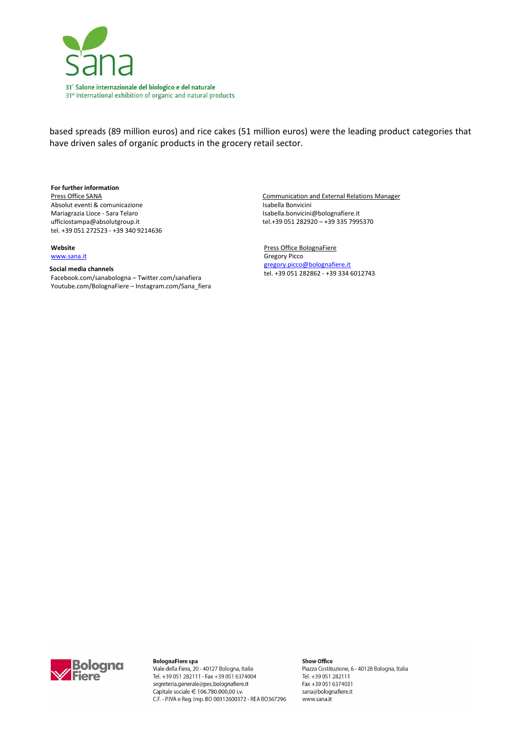based spreads (89 million euros) and rice cakes (51 million euros) were the leading product categories that have driven sales of organic products in the grocery retail sector.

**For further information**
Press Office SANA
Absolut eventi & comunicazione
Mariagrazia Lioce - Sara Telaro
ufficiostampa@absolutgroup.it
tel. +39 051 272523 - +39 340 9214636

**Website**
www.sana.it

**Social media channels**
Facebook.com/sanabologna – Twitter.com/sanafiera
Youtube.com/BolognaFiere – Instagram.com/Sana_fiera

Communication and External Relations Manager
Isabella Bonvicini
Isabella.bonvicini@bolognafiere.it
tel.+39 051 282920 – +39 335 7995370

Press Office BolognaFiere
Gregory Picco
gregory.picco@bolognafiere.it
tel. +39 051 282862 - +39 334 6012743